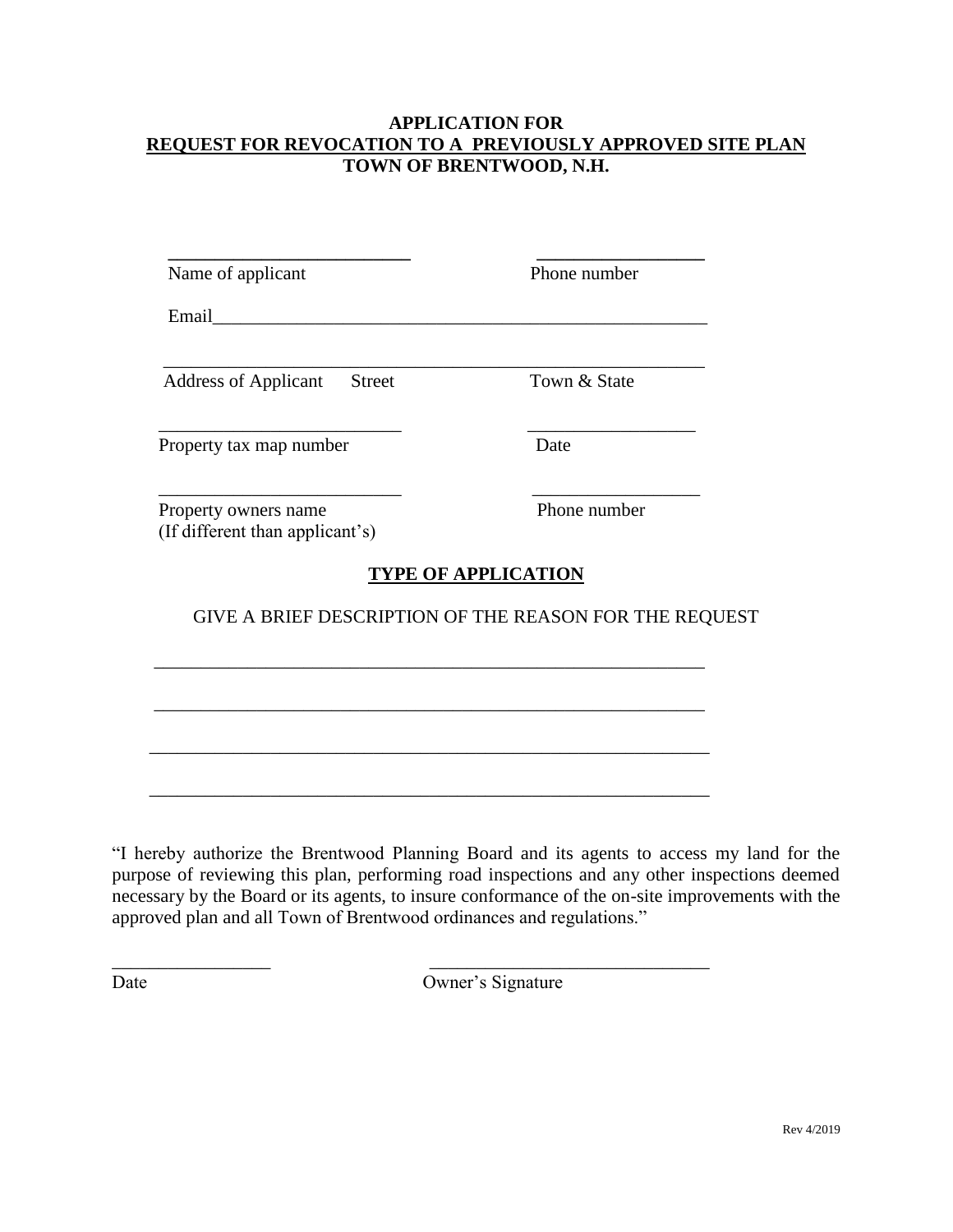**APPLICATION FOR**

**REQUEST FOR REVOCATION TO A PREVIOUSLY APPROVED SITE PLAN**

**TOWN OF BRENTWOOD, N.H.**

__________________________ __________________

Name of applicant Phone number

Email_______________________________________________________

____________________________________________________________

Address of Applicant Street Town & State

__________________________ __________________

Property tax map number Date

__________________________ __________________

Property owners name Phone number
(If different than applicant's)

**TYPE OF APPLICATION**

GIVE A BRIEF DESCRIPTION OF THE REASON FOR THE REQUEST

____________________________________________________________

____________________________________________________________

____________________________________________________________

____________________________________________________________

"I hereby authorize the Brentwood Planning Board and its agents to access my land for the purpose of reviewing this plan, performing road inspections and any other inspections deemed necessary by the Board or its agents, to insure conformance of the on-site improvements with the approved plan and all Town of Brentwood ordinances and regulations."

_________________ ______________________________

Date Owner's Signature

Rev 4/2019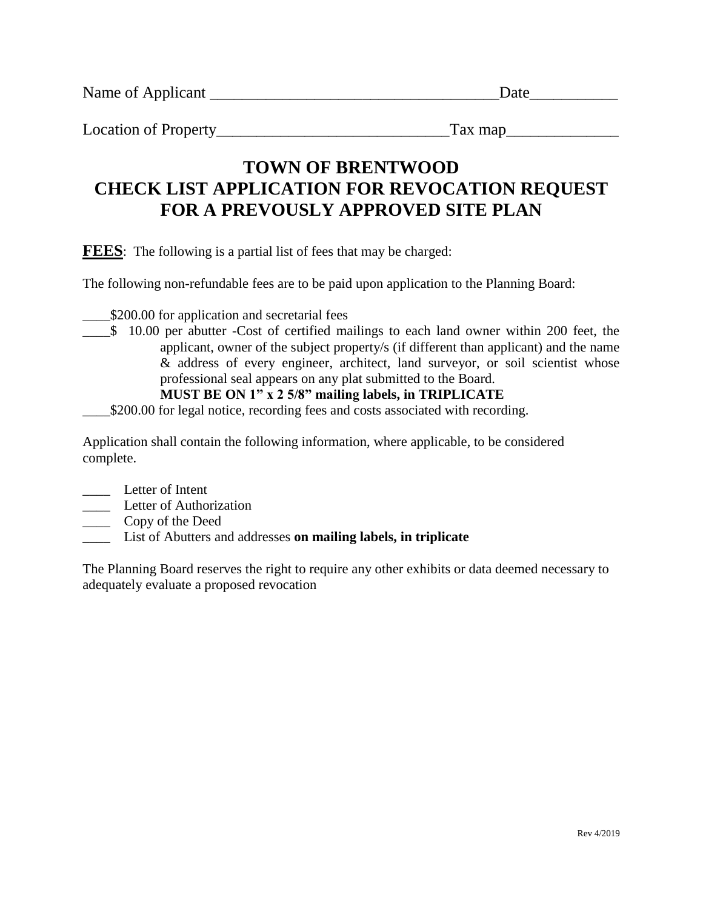Name of Applicant ____________________________________Date___________

Location of Property_____________________________Tax map______________

# TOWN OF BRENTWOOD
# CHECK LIST APPLICATION FOR REVOCATION REQUEST FOR A PREVOUSLY APPROVED SITE PLAN

**FEES**: The following is a partial list of fees that may be charged:

The following non-refundable fees are to be paid upon application to the Planning Board:

____$200.00 for application and secretarial fees

____$ 10.00 per abutter -Cost of certified mailings to each land owner within 200 feet, the applicant, owner of the subject property/s (if different than applicant) and the name & address of every engineer, architect, land surveyor, or soil scientist whose professional seal appears on any plat submitted to the Board.
**MUST BE ON 1" x 2 5/8" mailing labels, in TRIPLICATE**

____$200.00 for legal notice, recording fees and costs associated with recording.

Application shall contain the following information, where applicable, to be considered complete.

____ Letter of Intent
____ Letter of Authorization
____ Copy of the Deed
____ List of Abutters and addresses **on mailing labels, in triplicate**

The Planning Board reserves the right to require any other exhibits or data deemed necessary to adequately evaluate a proposed revocation

Rev 4/2019